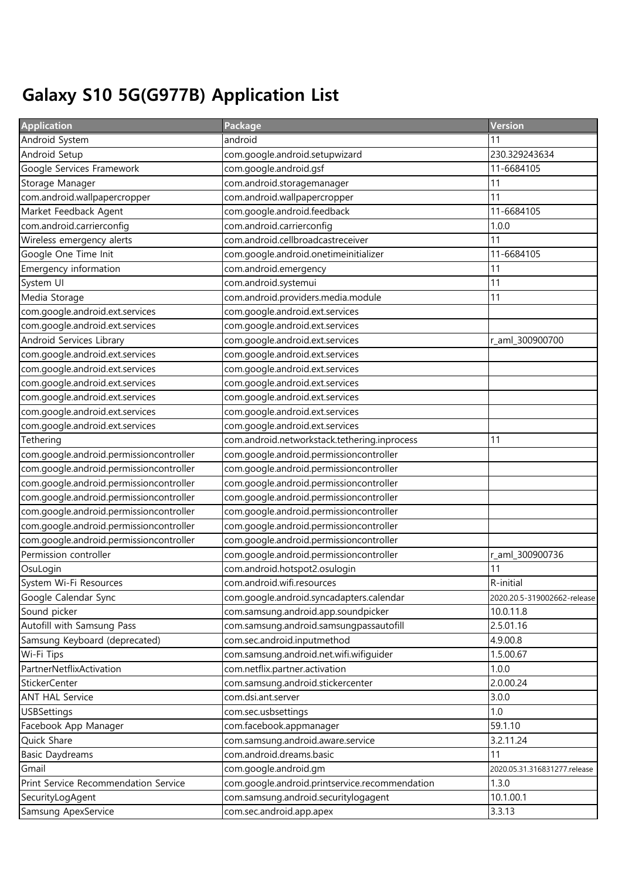# Galaxy S10 5G(G977B) Application List

| Application | Package | Version |
|---|---|---|
| Android System | android | 11 |
| Android Setup | com.google.android.setupwizard | 230.329243634 |
| Google Services Framework | com.google.android.gsf | 11-6684105 |
| Storage Manager | com.android.storagemanager | 11 |
| com.android.wallpapercropper | com.android.wallpapercropper | 11 |
| Market Feedback Agent | com.google.android.feedback | 11-6684105 |
| com.android.carrierconfig | com.android.carrierconfig | 1.0.0 |
| Wireless emergency alerts | com.android.cellbroadcastreceiver | 11 |
| Google One Time Init | com.google.android.onetimeinitializer | 11-6684105 |
| Emergency information | com.android.emergency | 11 |
| System UI | com.android.systemui | 11 |
| Media Storage | com.android.providers.media.module | 11 |
| com.google.android.ext.services | com.google.android.ext.services | |
| com.google.android.ext.services | com.google.android.ext.services | |
| Android Services Library | com.google.android.ext.services | r_aml_300900700 |
| com.google.android.ext.services | com.google.android.ext.services | |
| com.google.android.ext.services | com.google.android.ext.services | |
| com.google.android.ext.services | com.google.android.ext.services | |
| com.google.android.ext.services | com.google.android.ext.services | |
| com.google.android.ext.services | com.google.android.ext.services | |
| com.google.android.ext.services | com.google.android.ext.services | |
| Tethering | com.android.networkstack.tethering.inprocess | 11 |
| com.google.android.permissioncontroller | com.google.android.permissioncontroller | |
| com.google.android.permissioncontroller | com.google.android.permissioncontroller | |
| com.google.android.permissioncontroller | com.google.android.permissioncontroller | |
| com.google.android.permissioncontroller | com.google.android.permissioncontroller | |
| com.google.android.permissioncontroller | com.google.android.permissioncontroller | |
| com.google.android.permissioncontroller | com.google.android.permissioncontroller | |
| com.google.android.permissioncontroller | com.google.android.permissioncontroller | |
| Permission controller | com.google.android.permissioncontroller | r_aml_300900736 |
| OsuLogin | com.android.hotspot2.osulogin | 11 |
| System Wi-Fi Resources | com.android.wifi.resources | R-initial |
| Google Calendar Sync | com.google.android.syncadapters.calendar | 2020.20.5-319002662-release |
| Sound picker | com.samsung.android.app.soundpicker | 10.0.11.8 |
| Autofill with Samsung Pass | com.samsung.android.samsungpassautofill | 2.5.01.16 |
| Samsung Keyboard (deprecated) | com.sec.android.inputmethod | 4.9.00.8 |
| Wi-Fi Tips | com.samsung.android.net.wifi.wifiguider | 1.5.00.67 |
| PartnerNetflixActivation | com.netflix.partner.activation | 1.0.0 |
| StickerCenter | com.samsung.android.stickercenter | 2.0.00.24 |
| ANT HAL Service | com.dsi.ant.server | 3.0.0 |
| USBSettings | com.sec.usbsettings | 1.0 |
| Facebook App Manager | com.facebook.appmanager | 59.1.10 |
| Quick Share | com.samsung.android.aware.service | 3.2.11.24 |
| Basic Daydreams | com.android.dreams.basic | 11 |
| Gmail | com.google.android.gm | 2020.05.31.316831277.release |
| Print Service Recommendation Service | com.google.android.printservice.recommendation | 1.3.0 |
| SecurityLogAgent | com.samsung.android.securitylogagent | 10.1.00.1 |
| Samsung ApexService | com.sec.android.app.apex | 3.3.13 |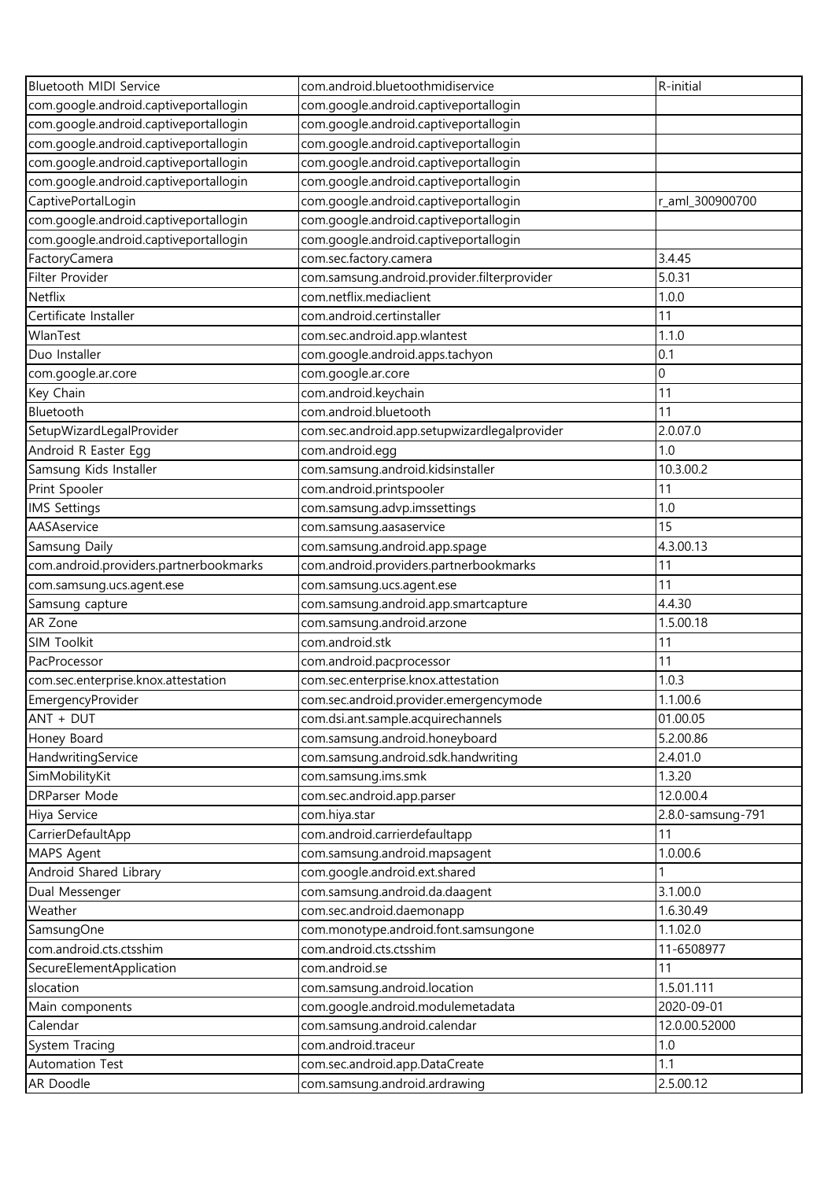| Bluetooth MIDI Service | com.android.bluetoothmidiservice | R-initial |
|---|---|---|
| com.google.android.captiveportallogin | com.google.android.captiveportallogin | |
| com.google.android.captiveportallogin | com.google.android.captiveportallogin | |
| com.google.android.captiveportallogin | com.google.android.captiveportallogin | |
| com.google.android.captiveportallogin | com.google.android.captiveportallogin | |
| com.google.android.captiveportallogin | com.google.android.captiveportallogin | |
| CaptivePortalLogin | com.google.android.captiveportallogin | r_aml_300900700 |
| com.google.android.captiveportallogin | com.google.android.captiveportallogin | |
| com.google.android.captiveportallogin | com.google.android.captiveportallogin | |
| FactoryCamera | com.sec.factory.camera | 3.4.45 |
| Filter Provider | com.samsung.android.provider.filterprovider | 5.0.31 |
| Netflix | com.netflix.mediaclient | 1.0.0 |
| Certificate Installer | com.android.certinstaller | 11 |
| WlanTest | com.sec.android.app.wlantest | 1.1.0 |
| Duo Installer | com.google.android.apps.tachyon | 0.1 |
| com.google.ar.core | com.google.ar.core | 0 |
| Key Chain | com.android.keychain | 11 |
| Bluetooth | com.android.bluetooth | 11 |
| SetupWizardLegalProvider | com.sec.android.app.setupwizardlegalprovider | 2.0.07.0 |
| Android R Easter Egg | com.android.egg | 1.0 |
| Samsung Kids Installer | com.samsung.android.kidsinstaller | 10.3.00.2 |
| Print Spooler | com.android.printspooler | 11 |
| IMS Settings | com.samsung.advp.imssettings | 1.0 |
| AASAservice | com.samsung.aasaservice | 15 |
| Samsung Daily | com.samsung.android.app.spage | 4.3.00.13 |
| com.android.providers.partnerbookmarks | com.android.providers.partnerbookmarks | 11 |
| com.samsung.ucs.agent.ese | com.samsung.ucs.agent.ese | 11 |
| Samsung capture | com.samsung.android.app.smartcapture | 4.4.30 |
| AR Zone | com.samsung.android.arzone | 1.5.00.18 |
| SIM Toolkit | com.android.stk | 11 |
| PacProcessor | com.android.pacprocessor | 11 |
| com.sec.enterprise.knox.attestation | com.sec.enterprise.knox.attestation | 1.0.3 |
| EmergencyProvider | com.sec.android.provider.emergencymode | 1.1.00.6 |
| ANT + DUT | com.dsi.ant.sample.acquirechannels | 01.00.05 |
| Honey Board | com.samsung.android.honeyboard | 5.2.00.86 |
| HandwritingService | com.samsung.android.sdk.handwriting | 2.4.01.0 |
| SimMobilityKit | com.samsung.ims.smk | 1.3.20 |
| DRParser Mode | com.sec.android.app.parser | 12.0.00.4 |
| Hiya Service | com.hiya.star | 2.8.0-samsung-791 |
| CarrierDefaultApp | com.android.carrierdefaultapp | 11 |
| MAPS Agent | com.samsung.android.mapsagent | 1.0.00.6 |
| Android Shared Library | com.google.android.ext.shared | 1 |
| Dual Messenger | com.samsung.android.da.daagent | 3.1.00.0 |
| Weather | com.sec.android.daemonapp | 1.6.30.49 |
| SamsungOne | com.monotype.android.font.samsungone | 1.1.02.0 |
| com.android.cts.ctsshim | com.android.cts.ctsshim | 11-6508977 |
| SecureElementApplication | com.android.se | 11 |
| slocation | com.samsung.android.location | 1.5.01.111 |
| Main components | com.google.android.modulemetadata | 2020-09-01 |
| Calendar | com.samsung.android.calendar | 12.0.00.52000 |
| System Tracing | com.android.traceur | 1.0 |
| Automation Test | com.sec.android.app.DataCreate | 1.1 |
| AR Doodle | com.samsung.android.ardrawing | 2.5.00.12 |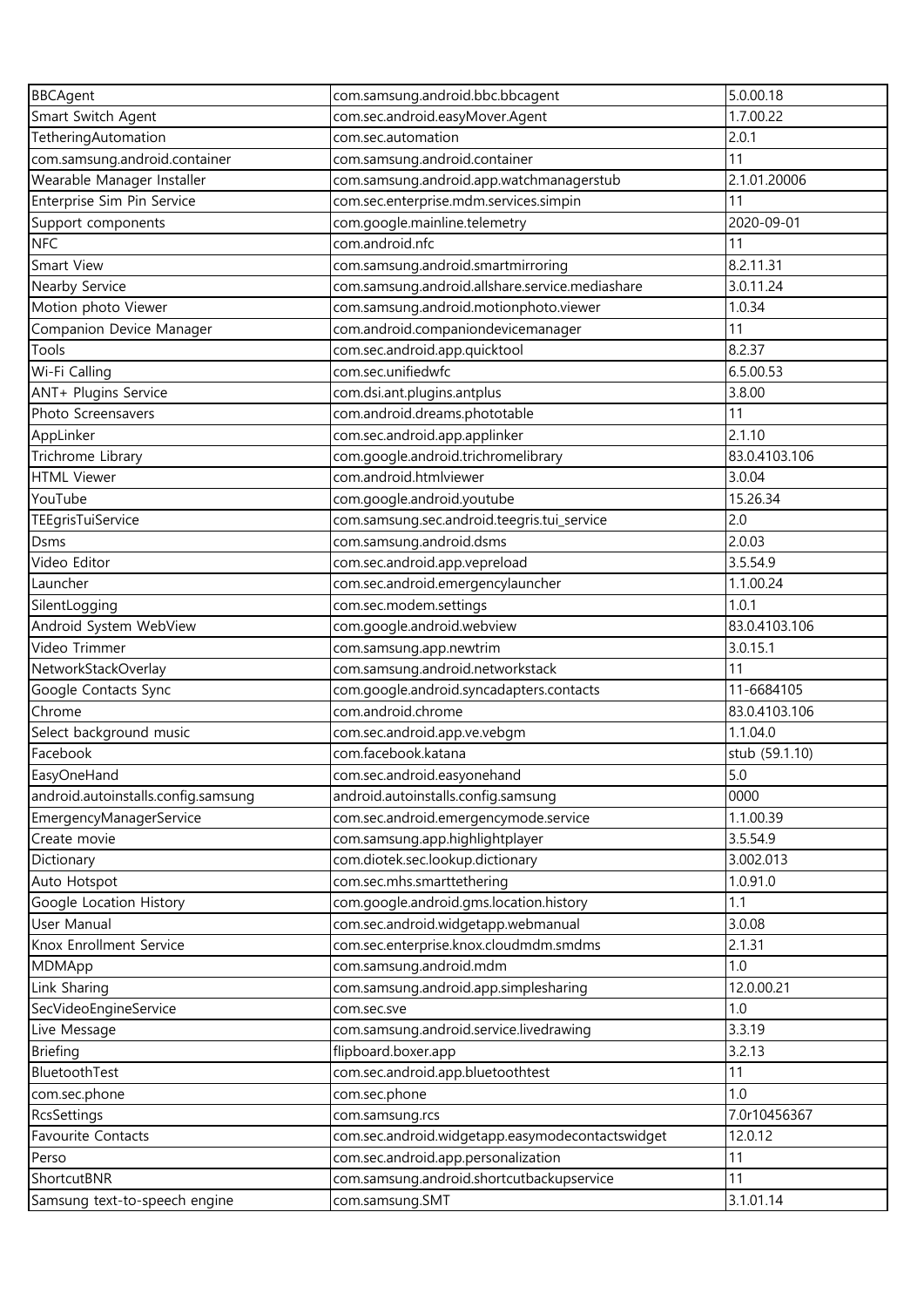| BBCAgent | com.samsung.android.bbc.bbcagent | 5.0.00.18 |
| --- | --- | --- |
| Smart Switch Agent | com.sec.android.easyMover.Agent | 1.7.00.22 |
| TetheringAutomation | com.sec.automation | 2.0.1 |
| com.samsung.android.container | com.samsung.android.container | 11 |
| Wearable Manager Installer | com.samsung.android.app.watchmanagerstub | 2.1.01.20006 |
| Enterprise Sim Pin Service | com.sec.enterprise.mdm.services.simpin | 11 |
| Support components | com.google.mainline.telemetry | 2020-09-01 |
| NFC | com.android.nfc | 11 |
| Smart View | com.samsung.android.smartmirroring | 8.2.11.31 |
| Nearby Service | com.samsung.android.allshare.service.mediashare | 3.0.11.24 |
| Motion photo Viewer | com.samsung.android.motionphoto.viewer | 1.0.34 |
| Companion Device Manager | com.android.companiondevicemanager | 11 |
| Tools | com.sec.android.app.quicktool | 8.2.37 |
| Wi-Fi Calling | com.sec.unifiedwfc | 6.5.00.53 |
| ANT+ Plugins Service | com.dsi.ant.plugins.antplus | 3.8.00 |
| Photo Screensavers | com.android.dreams.phototable | 11 |
| AppLinker | com.sec.android.app.applinker | 2.1.10 |
| Trichrome Library | com.google.android.trichromelibrary | 83.0.4103.106 |
| HTML Viewer | com.android.htmlviewer | 3.0.04 |
| YouTube | com.google.android.youtube | 15.26.34 |
| TEEgrisTuiService | com.samsung.sec.android.teegris.tui_service | 2.0 |
| Dsms | com.samsung.android.dsms | 2.0.03 |
| Video Editor | com.sec.android.app.vepreload | 3.5.54.9 |
| Launcher | com.sec.android.emergencylauncher | 1.1.00.24 |
| SilentLogging | com.sec.modem.settings | 1.0.1 |
| Android System WebView | com.google.android.webview | 83.0.4103.106 |
| Video Trimmer | com.samsung.app.newtrim | 3.0.15.1 |
| NetworkStackOverlay | com.samsung.android.networkstack | 11 |
| Google Contacts Sync | com.google.android.syncadapters.contacts | 11-6684105 |
| Chrome | com.android.chrome | 83.0.4103.106 |
| Select background music | com.sec.android.app.ve.vebgm | 1.1.04.0 |
| Facebook | com.facebook.katana | stub (59.1.10) |
| EasyOneHand | com.sec.android.easyonehand | 5.0 |
| android.autoinstalls.config.samsung | android.autoinstalls.config.samsung | 0000 |
| EmergencyManagerService | com.sec.android.emergencymode.service | 1.1.00.39 |
| Create movie | com.samsung.app.highlightplayer | 3.5.54.9 |
| Dictionary | com.diotek.sec.lookup.dictionary | 3.002.013 |
| Auto Hotspot | com.sec.mhs.smarttethering | 1.0.91.0 |
| Google Location History | com.google.android.gms.location.history | 1.1 |
| User Manual | com.sec.android.widgetapp.webmanual | 3.0.08 |
| Knox Enrollment Service | com.sec.enterprise.knox.cloudmdm.smdms | 2.1.31 |
| MDMApp | com.samsung.android.mdm | 1.0 |
| Link Sharing | com.samsung.android.app.simplesharing | 12.0.00.21 |
| SecVideoEngineService | com.sec.sve | 1.0 |
| Live Message | com.samsung.android.service.livedrawing | 3.3.19 |
| Briefing | flipboard.boxer.app | 3.2.13 |
| BluetoothTest | com.sec.android.app.bluetoothtest | 11 |
| com.sec.phone | com.sec.phone | 1.0 |
| RcsSettings | com.samsung.rcs | 7.0r10456367 |
| Favourite Contacts | com.sec.android.widgetapp.easymodecontactswidget | 12.0.12 |
| Perso | com.sec.android.app.personalization | 11 |
| ShortcutBNR | com.samsung.android.shortcutbackupservice | 11 |
| Samsung text-to-speech engine | com.samsung.SMT | 3.1.01.14 |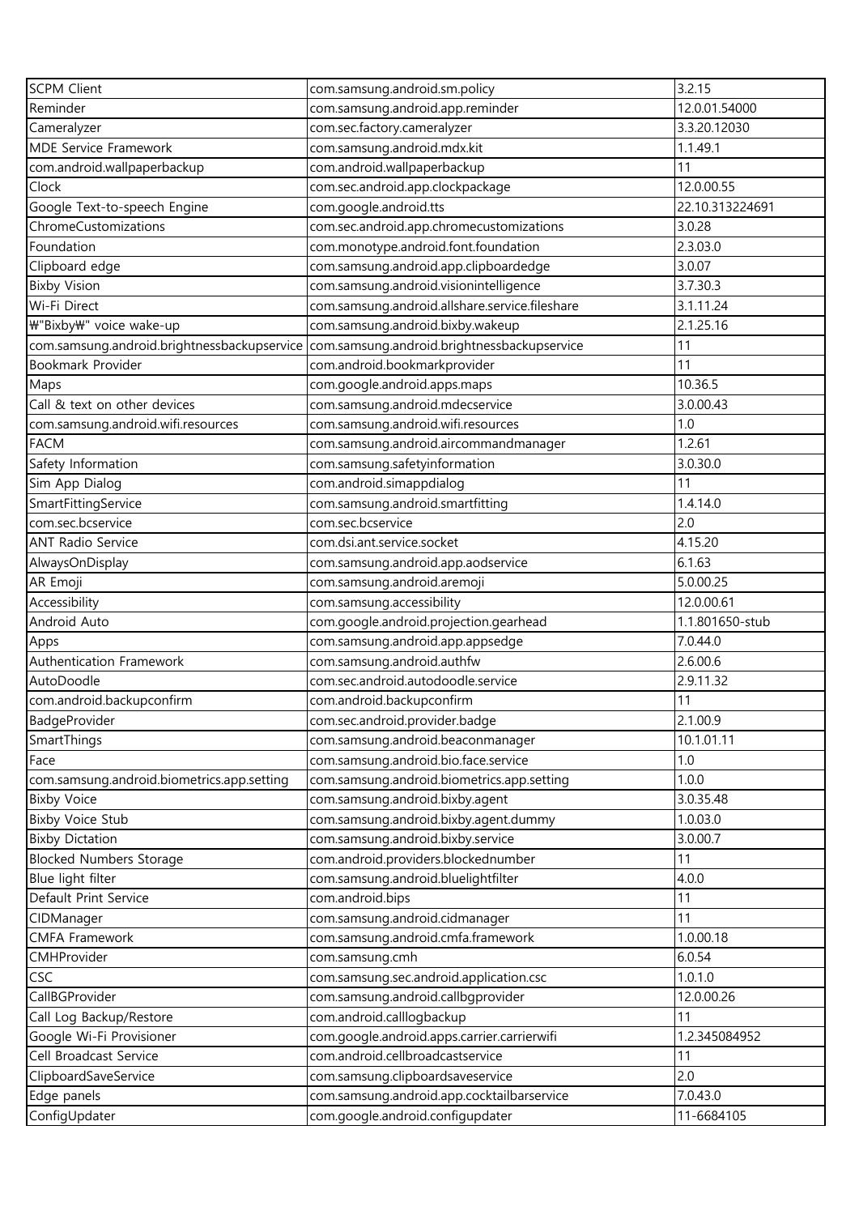| SCPM Client | com.samsung.android.sm.policy | 3.2.15 |
|---|---|---|
| Reminder | com.samsung.android.app.reminder | 12.0.01.54000 |
| Cameralyzer | com.sec.factory.cameralyzer | 3.3.20.12030 |
| MDE Service Framework | com.samsung.android.mdx.kit | 1.1.49.1 |
| com.android.wallpaperbackup | com.android.wallpaperbackup | 11 |
| Clock | com.sec.android.app.clockpackage | 12.0.00.55 |
| Google Text-to-speech Engine | com.google.android.tts | 22.10.313224691 |
| ChromeCustomizations | com.sec.android.app.chromecustomizations | 3.0.28 |
| Foundation | com.monotype.android.font.foundation | 2.3.03.0 |
| Clipboard edge | com.samsung.android.app.clipboardedge | 3.0.07 |
| Bixby Vision | com.samsung.android.visionintelligence | 3.7.30.3 |
| Wi-Fi Direct | com.samsung.android.allshare.service.fileshare | 3.1.11.24 |
| ₩"Bixby₩" voice wake-up | com.samsung.android.bixby.wakeup | 2.1.25.16 |
| com.samsung.android.brightnessbackupservice | com.samsung.android.brightnessbackupservice | 11 |
| Bookmark Provider | com.android.bookmarkprovider | 11 |
| Maps | com.google.android.apps.maps | 10.36.5 |
| Call & text on other devices | com.samsung.android.mdecservice | 3.0.00.43 |
| com.samsung.android.wifi.resources | com.samsung.android.wifi.resources | 1.0 |
| FACM | com.samsung.android.aircommandmanager | 1.2.61 |
| Safety Information | com.samsung.safetyinformation | 3.0.30.0 |
| Sim App Dialog | com.android.simappdialog | 11 |
| SmartFittingService | com.samsung.android.smartfitting | 1.4.14.0 |
| com.sec.bcservice | com.sec.bcservice | 2.0 |
| ANT Radio Service | com.dsi.ant.service.socket | 4.15.20 |
| AlwaysOnDisplay | com.samsung.android.app.aodservice | 6.1.63 |
| AR Emoji | com.samsung.android.aremoji | 5.0.00.25 |
| Accessibility | com.samsung.accessibility | 12.0.00.61 |
| Android Auto | com.google.android.projection.gearhead | 1.1.801650-stub |
| Apps | com.samsung.android.app.appsedge | 7.0.44.0 |
| Authentication Framework | com.samsung.android.authfw | 2.6.00.6 |
| AutoDoodle | com.sec.android.autodoodle.service | 2.9.11.32 |
| com.android.backupconfirm | com.android.backupconfirm | 11 |
| BadgeProvider | com.sec.android.provider.badge | 2.1.00.9 |
| SmartThings | com.samsung.android.beaconmanager | 10.1.01.11 |
| Face | com.samsung.android.bio.face.service | 1.0 |
| com.samsung.android.biometrics.app.setting | com.samsung.android.biometrics.app.setting | 1.0.0 |
| Bixby Voice | com.samsung.android.bixby.agent | 3.0.35.48 |
| Bixby Voice Stub | com.samsung.android.bixby.agent.dummy | 1.0.03.0 |
| Bixby Dictation | com.samsung.android.bixby.service | 3.0.00.7 |
| Blocked Numbers Storage | com.android.providers.blockednumber | 11 |
| Blue light filter | com.samsung.android.bluelightfilter | 4.0.0 |
| Default Print Service | com.android.bips | 11 |
| CIDManager | com.samsung.android.cidmanager | 11 |
| CMFA Framework | com.samsung.android.cmfa.framework | 1.0.00.18 |
| CMHProvider | com.samsung.cmh | 6.0.54 |
| CSC | com.samsung.sec.android.application.csc | 1.0.1.0 |
| CallBGProvider | com.samsung.android.callbgprovider | 12.0.00.26 |
| Call Log Backup/Restore | com.android.calllogbackup | 11 |
| Google Wi-Fi Provisioner | com.google.android.apps.carrier.carrierwifi | 1.2.345084952 |
| Cell Broadcast Service | com.android.cellbroadcastservice | 11 |
| ClipboardSaveService | com.samsung.clipboardsaveservice | 2.0 |
| Edge panels | com.samsung.android.app.cocktailbarservice | 7.0.43.0 |
| ConfigUpdater | com.google.android.configupdater | 11-6684105 |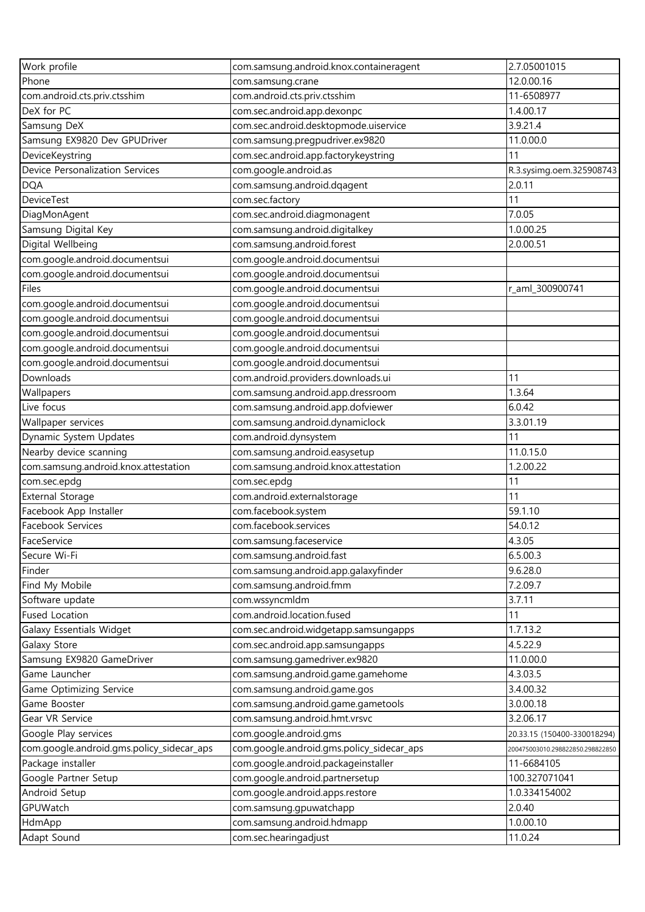| Work profile | com.samsung.android.knox.containeragent | 2.7.05001015 |
|---|---|---|
| Phone | com.samsung.crane | 12.0.00.16 |
| com.android.cts.priv.ctsshim | com.android.cts.priv.ctsshim | 11-6508977 |
| DeX for PC | com.sec.android.app.dexonpc | 1.4.00.17 |
| Samsung DeX | com.sec.android.desktopmode.uiservice | 3.9.21.4 |
| Samsung EX9820 Dev GPUDriver | com.samsung.pregpudriver.ex9820 | 11.0.00.0 |
| DeviceKeystring | com.sec.android.app.factorykeystring | 11 |
| Device Personalization Services | com.google.android.as | R.3.sysimg.oem.325908743 |
| DQA | com.samsung.android.dqagent | 2.0.11 |
| DeviceTest | com.sec.factory | 11 |
| DiagMonAgent | com.sec.android.diagmonagent | 7.0.05 |
| Samsung Digital Key | com.samsung.android.digitalkey | 1.0.00.25 |
| Digital Wellbeing | com.samsung.android.forest | 2.0.00.51 |
| com.google.android.documentsui | com.google.android.documentsui | |
| com.google.android.documentsui | com.google.android.documentsui | |
| Files | com.google.android.documentsui | r_aml_300900741 |
| com.google.android.documentsui | com.google.android.documentsui | |
| com.google.android.documentsui | com.google.android.documentsui | |
| com.google.android.documentsui | com.google.android.documentsui | |
| com.google.android.documentsui | com.google.android.documentsui | |
| com.google.android.documentsui | com.google.android.documentsui | |
| Downloads | com.android.providers.downloads.ui | 11 |
| Wallpapers | com.samsung.android.app.dressroom | 1.3.64 |
| Live focus | com.samsung.android.app.dofviewer | 6.0.42 |
| Wallpaper services | com.samsung.android.dynamiclock | 3.3.01.19 |
| Dynamic System Updates | com.android.dynsystem | 11 |
| Nearby device scanning | com.samsung.android.easysetup | 11.0.15.0 |
| com.samsung.android.knox.attestation | com.samsung.android.knox.attestation | 1.2.00.22 |
| com.sec.epdg | com.sec.epdg | 11 |
| External Storage | com.android.externalstorage | 11 |
| Facebook App Installer | com.facebook.system | 59.1.10 |
| Facebook Services | com.facebook.services | 54.0.12 |
| FaceService | com.samsung.faceservice | 4.3.05 |
| Secure Wi-Fi | com.samsung.android.fast | 6.5.00.3 |
| Finder | com.samsung.android.app.galaxyfinder | 9.6.28.0 |
| Find My Mobile | com.samsung.android.fmm | 7.2.09.7 |
| Software update | com.wssyncmldm | 3.7.11 |
| Fused Location | com.android.location.fused | 11 |
| Galaxy Essentials Widget | com.sec.android.widgetapp.samsungapps | 1.7.13.2 |
| Galaxy Store | com.sec.android.app.samsungapps | 4.5.22.9 |
| Samsung EX9820 GameDriver | com.samsung.gamedriver.ex9820 | 11.0.00.0 |
| Game Launcher | com.samsung.android.game.gamehome | 4.3.03.5 |
| Game Optimizing Service | com.samsung.android.game.gos | 3.4.00.32 |
| Game Booster | com.samsung.android.game.gametools | 3.0.00.18 |
| Gear VR Service | com.samsung.android.hmt.vrsvc | 3.2.06.17 |
| Google Play services | com.google.android.gms | 20.33.15 (150400-330018294) |
| com.google.android.gms.policy_sidecar_aps | com.google.android.gms.policy_sidecar_aps | 200475003010.298822850.298822850 |
| Package installer | com.google.android.packageinstaller | 11-6684105 |
| Google Partner Setup | com.google.android.partnersetup | 100.327071041 |
| Android Setup | com.google.android.apps.restore | 1.0.334154002 |
| GPUWatch | com.samsung.gpuwatchapp | 2.0.40 |
| HdmApp | com.samsung.android.hdmapp | 1.0.00.10 |
| Adapt Sound | com.sec.hearingadjust | 11.0.24 |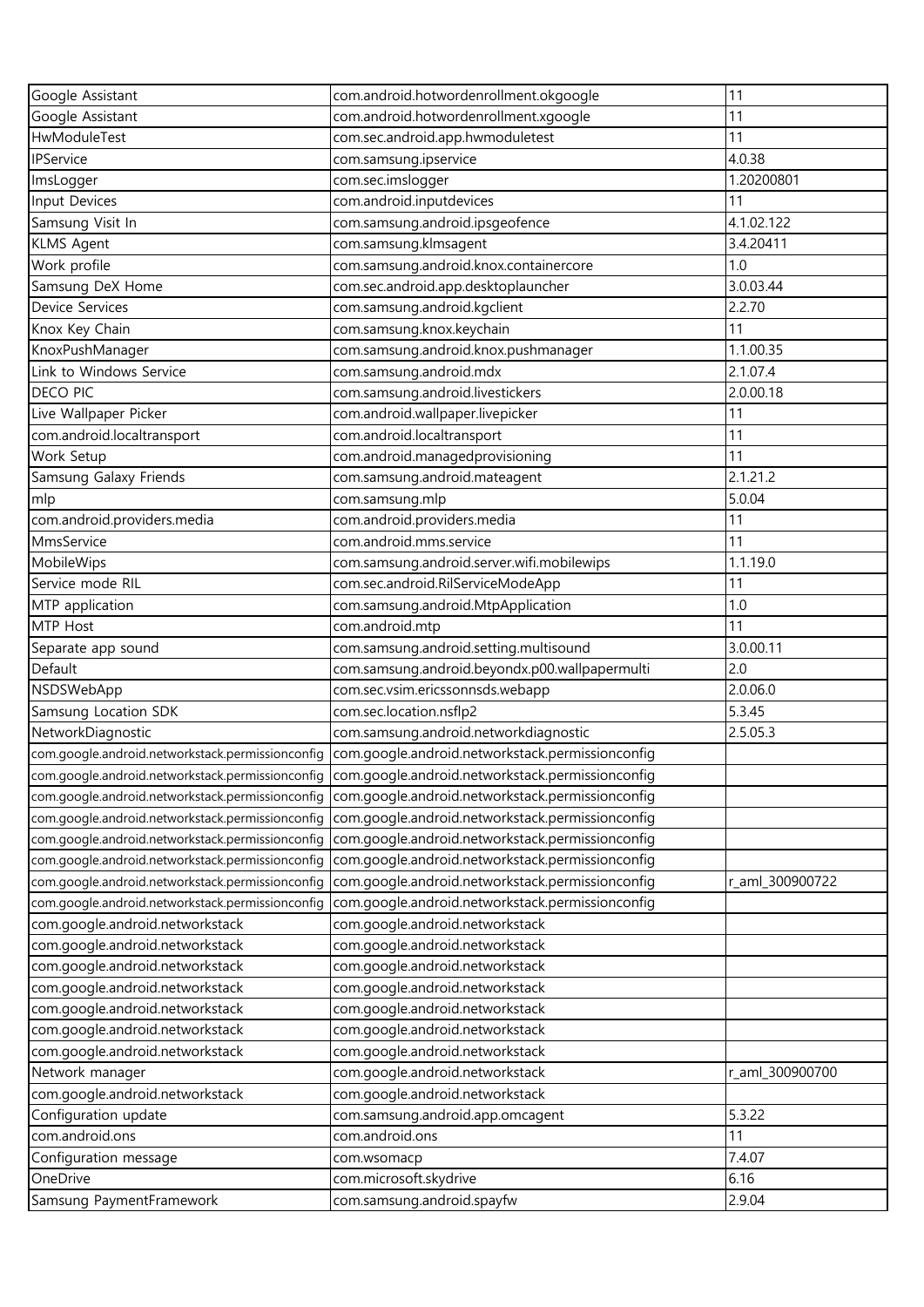| Google Assistant | com.android.hotwordenrollment.okgoogle | 11 |
|---|---|---|
| Google Assistant | com.android.hotwordenrollment.xgoogle | 11 |
| HwModuleTest | com.sec.android.app.hwmoduletest | 11 |
| IPService | com.samsung.ipservice | 4.0.38 |
| ImsLogger | com.sec.imslogger | 1.20200801 |
| Input Devices | com.android.inputdevices | 11 |
| Samsung Visit In | com.samsung.android.ipsgeofence | 4.1.02.122 |
| KLMS Agent | com.samsung.klmsagent | 3.4.20411 |
| Work profile | com.samsung.android.knox.containercore | 1.0 |
| Samsung DeX Home | com.sec.android.app.desktoplauncher | 3.0.03.44 |
| Device Services | com.samsung.android.kgclient | 2.2.70 |
| Knox Key Chain | com.samsung.knox.keychain | 11 |
| KnoxPushManager | com.samsung.android.knox.pushmanager | 1.1.00.35 |
| Link to Windows Service | com.samsung.android.mdx | 2.1.07.4 |
| DECO PIC | com.samsung.android.livestickers | 2.0.00.18 |
| Live Wallpaper Picker | com.android.wallpaper.livepicker | 11 |
| com.android.localtransport | com.android.localtransport | 11 |
| Work Setup | com.android.managedprovisioning | 11 |
| Samsung Galaxy Friends | com.samsung.android.mateagent | 2.1.21.2 |
| mlp | com.samsung.mlp | 5.0.04 |
| com.android.providers.media | com.android.providers.media | 11 |
| MmsService | com.android.mms.service | 11 |
| MobileWips | com.samsung.android.server.wifi.mobilewips | 1.1.19.0 |
| Service mode RIL | com.sec.android.RilServiceModeApp | 11 |
| MTP application | com.samsung.android.MtpApplication | 1.0 |
| MTP Host | com.android.mtp | 11 |
| Separate app sound | com.samsung.android.setting.multisound | 3.0.00.11 |
| Default | com.samsung.android.beyondx.p00.wallpapermulti | 2.0 |
| NSDSWebApp | com.sec.vsim.ericssonnsds.webapp | 2.0.06.0 |
| Samsung Location SDK | com.sec.location.nsflp2 | 5.3.45 |
| NetworkDiagnostic | com.samsung.android.networkdiagnostic | 2.5.05.3 |
| com.google.android.networkstack.permissionconfig | com.google.android.networkstack.permissionconfig | |
| com.google.android.networkstack.permissionconfig | com.google.android.networkstack.permissionconfig | |
| com.google.android.networkstack.permissionconfig | com.google.android.networkstack.permissionconfig | |
| com.google.android.networkstack.permissionconfig | com.google.android.networkstack.permissionconfig | |
| com.google.android.networkstack.permissionconfig | com.google.android.networkstack.permissionconfig | |
| com.google.android.networkstack.permissionconfig | com.google.android.networkstack.permissionconfig | |
| com.google.android.networkstack.permissionconfig | com.google.android.networkstack.permissionconfig | r_aml_300900722 |
| com.google.android.networkstack.permissionconfig | com.google.android.networkstack.permissionconfig | |
| com.google.android.networkstack | com.google.android.networkstack | |
| com.google.android.networkstack | com.google.android.networkstack | |
| com.google.android.networkstack | com.google.android.networkstack | |
| com.google.android.networkstack | com.google.android.networkstack | |
| com.google.android.networkstack | com.google.android.networkstack | |
| com.google.android.networkstack | com.google.android.networkstack | |
| com.google.android.networkstack | com.google.android.networkstack | |
| Network manager | com.google.android.networkstack | r_aml_300900700 |
| com.google.android.networkstack | com.google.android.networkstack | |
| Configuration update | com.samsung.android.app.omcagent | 5.3.22 |
| com.android.ons | com.android.ons | 11 |
| Configuration message | com.wsomacp | 7.4.07 |
| OneDrive | com.microsoft.skydrive | 6.16 |
| Samsung PaymentFramework | com.samsung.android.spayfw | 2.9.04 |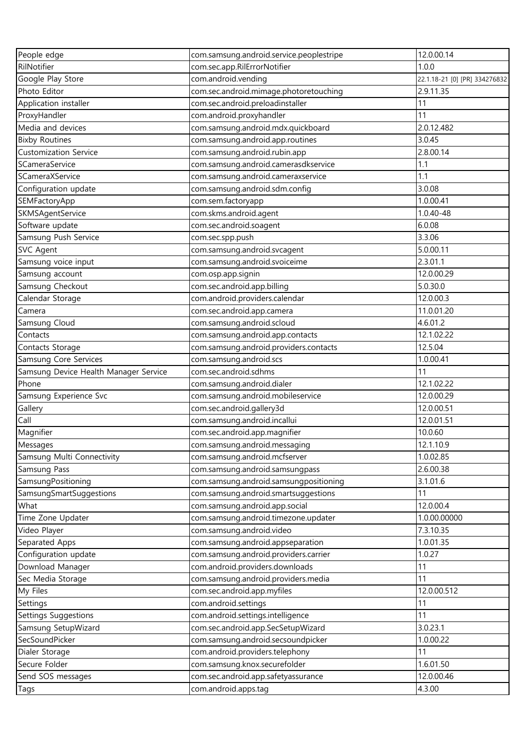| People edge | com.samsung.android.service.peoplestripe | 12.0.00.14 |
|---|---|---|
| RilNotifier | com.sec.app.RilErrorNotifier | 1.0.0 |
| Google Play Store | com.android.vending | 22.1.18-21 [0] [PR] 334276832 |
| Photo Editor | com.sec.android.mimage.photoretouching | 2.9.11.35 |
| Application installer | com.sec.android.preloadinstaller | 11 |
| ProxyHandler | com.android.proxyhandler | 11 |
| Media and devices | com.samsung.android.mdx.quickboard | 2.0.12.482 |
| Bixby Routines | com.samsung.android.app.routines | 3.0.45 |
| Customization Service | com.samsung.android.rubin.app | 2.8.00.14 |
| SCameraService | com.samsung.android.camerasdkservice | 1.1 |
| SCameraXService | com.samsung.android.cameraxservice | 1.1 |
| Configuration update | com.samsung.android.sdm.config | 3.0.08 |
| SEMFactoryApp | com.sem.factoryapp | 1.0.00.41 |
| SKMSAgentService | com.skms.android.agent | 1.0.40-48 |
| Software update | com.sec.android.soagent | 6.0.08 |
| Samsung Push Service | com.sec.spp.push | 3.3.06 |
| SVC Agent | com.samsung.android.svcagent | 5.0.00.11 |
| Samsung voice input | com.samsung.android.svoiceime | 2.3.01.1 |
| Samsung account | com.osp.app.signin | 12.0.00.29 |
| Samsung Checkout | com.sec.android.app.billing | 5.0.30.0 |
| Calendar Storage | com.android.providers.calendar | 12.0.00.3 |
| Camera | com.sec.android.app.camera | 11.0.01.20 |
| Samsung Cloud | com.samsung.android.scloud | 4.6.01.2 |
| Contacts | com.samsung.android.app.contacts | 12.1.02.22 |
| Contacts Storage | com.samsung.android.providers.contacts | 12.5.04 |
| Samsung Core Services | com.samsung.android.scs | 1.0.00.41 |
| Samsung Device Health Manager Service | com.sec.android.sdhms | 11 |
| Phone | com.samsung.android.dialer | 12.1.02.22 |
| Samsung Experience Svc | com.samsung.android.mobileservice | 12.0.00.29 |
| Gallery | com.sec.android.gallery3d | 12.0.00.51 |
| Call | com.samsung.android.incallui | 12.0.01.51 |
| Magnifier | com.sec.android.app.magnifier | 10.0.60 |
| Messages | com.samsung.android.messaging | 12.1.10.9 |
| Samsung Multi Connectivity | com.samsung.android.mcfserver | 1.0.02.85 |
| Samsung Pass | com.samsung.android.samsungpass | 2.6.00.38 |
| SamsungPositioning | com.samsung.android.samsungpositioning | 3.1.01.6 |
| SamsungSmartSuggestions | com.samsung.android.smartsuggestions | 11 |
| What | com.samsung.android.app.social | 12.0.00.4 |
| Time Zone Updater | com.samsung.android.timezone.updater | 1.0.00.00000 |
| Video Player | com.samsung.android.video | 7.3.10.35 |
| Separated Apps | com.samsung.android.appseparation | 1.0.01.35 |
| Configuration update | com.samsung.android.providers.carrier | 1.0.27 |
| Download Manager | com.android.providers.downloads | 11 |
| Sec Media Storage | com.samsung.android.providers.media | 11 |
| My Files | com.sec.android.app.myfiles | 12.0.00.512 |
| Settings | com.android.settings | 11 |
| Settings Suggestions | com.android.settings.intelligence | 11 |
| Samsung SetupWizard | com.sec.android.app.SecSetupWizard | 3.0.23.1 |
| SecSoundPicker | com.samsung.android.secsoundpicker | 1.0.00.22 |
| Dialer Storage | com.android.providers.telephony | 11 |
| Secure Folder | com.samsung.knox.securefolder | 1.6.01.50 |
| Send SOS messages | com.sec.android.app.safetyassurance | 12.0.00.46 |
| Tags | com.android.apps.tag | 4.3.00 |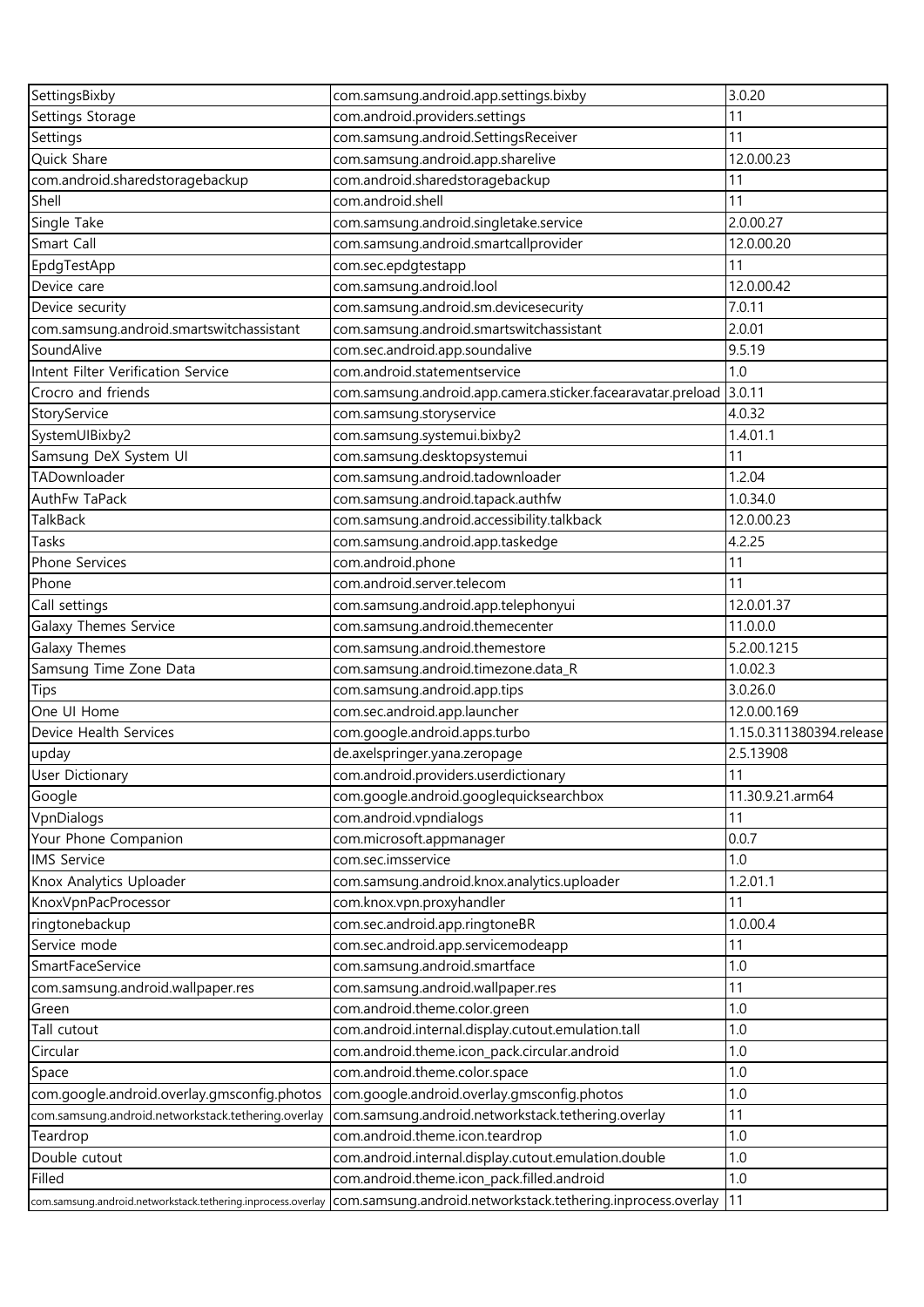| SettingsBixby | com.samsung.android.app.settings.bixby | 3.0.20 |
|---|---|---|
| Settings Storage | com.android.providers.settings | 11 |
| Settings | com.samsung.android.SettingsReceiver | 11 |
| Quick Share | com.samsung.android.app.sharelive | 12.0.00.23 |
| com.android.sharedstoragebackup | com.android.sharedstoragebackup | 11 |
| Shell | com.android.shell | 11 |
| Single Take | com.samsung.android.singletake.service | 2.0.00.27 |
| Smart Call | com.samsung.android.smartcallprovider | 12.0.00.20 |
| EpdgTestApp | com.sec.epdgtestapp | 11 |
| Device care | com.samsung.android.lool | 12.0.00.42 |
| Device security | com.samsung.android.sm.devicesecurity | 7.0.11 |
| com.samsung.android.smartswitchassistant | com.samsung.android.smartswitchassistant | 2.0.01 |
| SoundAlive | com.sec.android.app.soundalive | 9.5.19 |
| Intent Filter Verification Service | com.android.statementservice | 1.0 |
| Crocro and friends | com.samsung.android.app.camera.sticker.facearavatar.preload | 3.0.11 |
| StoryService | com.samsung.storyservice | 4.0.32 |
| SystemUIBixby2 | com.samsung.systemui.bixby2 | 1.4.01.1 |
| Samsung DeX System UI | com.samsung.desktopsystemui | 11 |
| TADownloader | com.samsung.android.tadownloader | 1.2.04 |
| AuthFw TaPack | com.samsung.android.tapack.authfw | 1.0.34.0 |
| TalkBack | com.samsung.android.accessibility.talkback | 12.0.00.23 |
| Tasks | com.samsung.android.app.taskedge | 4.2.25 |
| Phone Services | com.android.phone | 11 |
| Phone | com.android.server.telecom | 11 |
| Call settings | com.samsung.android.app.telephonyui | 12.0.01.37 |
| Galaxy Themes Service | com.samsung.android.themecenter | 11.0.0.0 |
| Galaxy Themes | com.samsung.android.themestore | 5.2.00.1215 |
| Samsung Time Zone Data | com.samsung.android.timezone.data_R | 1.0.02.3 |
| Tips | com.samsung.android.app.tips | 3.0.26.0 |
| One UI Home | com.sec.android.app.launcher | 12.0.00.169 |
| Device Health Services | com.google.android.apps.turbo | 1.15.0.311380394.release |
| upday | de.axelspringer.yana.zeropage | 2.5.13908 |
| User Dictionary | com.android.providers.userdictionary | 11 |
| Google | com.google.android.googlequicksearchbox | 11.30.9.21.arm64 |
| VpnDialogs | com.android.vpndialogs | 11 |
| Your Phone Companion | com.microsoft.appmanager | 0.0.7 |
| IMS Service | com.sec.imsservice | 1.0 |
| Knox Analytics Uploader | com.samsung.android.knox.analytics.uploader | 1.2.01.1 |
| KnoxVpnPacProcessor | com.knox.vpn.proxyhandler | 11 |
| ringtonebackup | com.sec.android.app.ringtoneBR | 1.0.00.4 |
| Service mode | com.sec.android.app.servicemodeapp | 11 |
| SmartFaceService | com.samsung.android.smartface | 1.0 |
| com.samsung.android.wallpaper.res | com.samsung.android.wallpaper.res | 11 |
| Green | com.android.theme.color.green | 1.0 |
| Tall cutout | com.android.internal.display.cutout.emulation.tall | 1.0 |
| Circular | com.android.theme.icon_pack.circular.android | 1.0 |
| Space | com.android.theme.color.space | 1.0 |
| com.google.android.overlay.gmsconfig.photos | com.google.android.overlay.gmsconfig.photos | 1.0 |
| com.samsung.android.networkstack.tethering.overlay | com.samsung.android.networkstack.tethering.overlay | 11 |
| Teardrop | com.android.theme.icon.teardrop | 1.0 |
| Double cutout | com.android.internal.display.cutout.emulation.double | 1.0 |
| Filled | com.android.theme.icon_pack.filled.android | 1.0 |
| com.samsung.android.networkstack.tethering.inprocess.overlay | com.samsung.android.networkstack.tethering.inprocess.overlay | 11 |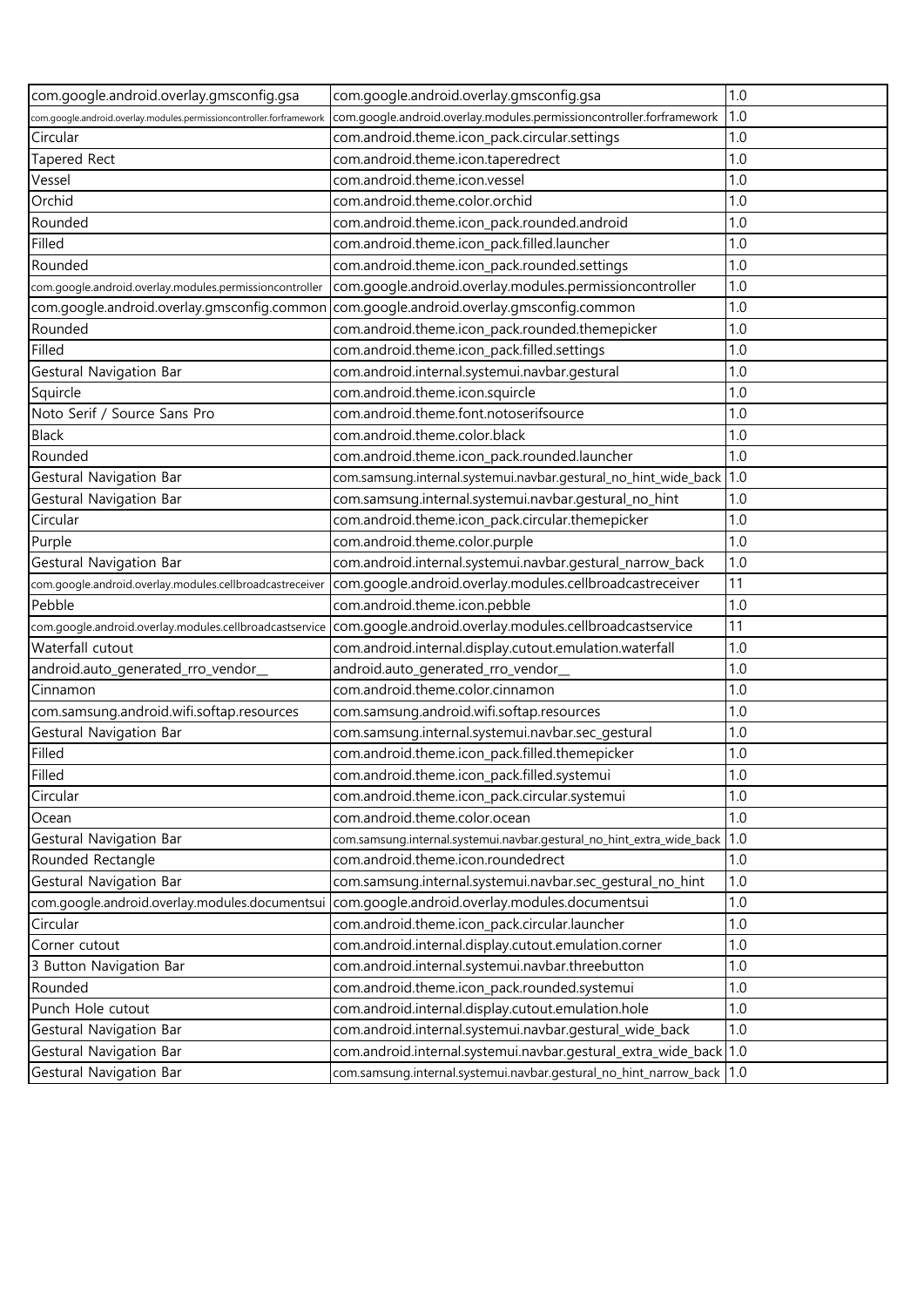| | | |
|---|---|---|
| com.google.android.overlay.gmsconfig.gsa | com.google.android.overlay.gmsconfig.gsa | 1.0 |
| com.google.android.overlay.modules.permissioncontroller.forframework | com.google.android.overlay.modules.permissioncontroller.forframework | 1.0 |
| Circular | com.android.theme.icon_pack.circular.settings | 1.0 |
| Tapered Rect | com.android.theme.icon.taperedrect | 1.0 |
| Vessel | com.android.theme.icon.vessel | 1.0 |
| Orchid | com.android.theme.color.orchid | 1.0 |
| Rounded | com.android.theme.icon_pack.rounded.android | 1.0 |
| Filled | com.android.theme.icon_pack.filled.launcher | 1.0 |
| Rounded | com.android.theme.icon_pack.rounded.settings | 1.0 |
| com.google.android.overlay.modules.permissioncontroller | com.google.android.overlay.modules.permissioncontroller | 1.0 |
| com.google.android.overlay.gmsconfig.common | com.google.android.overlay.gmsconfig.common | 1.0 |
| Rounded | com.android.theme.icon_pack.rounded.themepicker | 1.0 |
| Filled | com.android.theme.icon_pack.filled.settings | 1.0 |
| Gestural Navigation Bar | com.android.internal.systemui.navbar.gestural | 1.0 |
| Squircle | com.android.theme.icon.squircle | 1.0 |
| Noto Serif / Source Sans Pro | com.android.theme.font.notoserifsource | 1.0 |
| Black | com.android.theme.color.black | 1.0 |
| Rounded | com.android.theme.icon_pack.rounded.launcher | 1.0 |
| Gestural Navigation Bar | com.samsung.internal.systemui.navbar.gestural_no_hint_wide_back | 1.0 |
| Gestural Navigation Bar | com.samsung.internal.systemui.navbar.gestural_no_hint | 1.0 |
| Circular | com.android.theme.icon_pack.circular.themepicker | 1.0 |
| Purple | com.android.theme.color.purple | 1.0 |
| Gestural Navigation Bar | com.android.internal.systemui.navbar.gestural_narrow_back | 1.0 |
| com.google.android.overlay.modules.cellbroadcastreceiver | com.google.android.overlay.modules.cellbroadcastreceiver | 11 |
| Pebble | com.android.theme.icon.pebble | 1.0 |
| com.google.android.overlay.modules.cellbroadcastservice | com.google.android.overlay.modules.cellbroadcastservice | 11 |
| Waterfall cutout | com.android.internal.display.cutout.emulation.waterfall | 1.0 |
| android.auto_generated_rro_vendor__ | android.auto_generated_rro_vendor__ | 1.0 |
| Cinnamon | com.android.theme.color.cinnamon | 1.0 |
| com.samsung.android.wifi.softap.resources | com.samsung.android.wifi.softap.resources | 1.0 |
| Gestural Navigation Bar | com.samsung.internal.systemui.navbar.sec_gestural | 1.0 |
| Filled | com.android.theme.icon_pack.filled.themepicker | 1.0 |
| Filled | com.android.theme.icon_pack.filled.systemui | 1.0 |
| Circular | com.android.theme.icon_pack.circular.systemui | 1.0 |
| Ocean | com.android.theme.color.ocean | 1.0 |
| Gestural Navigation Bar | com.samsung.internal.systemui.navbar.gestural_no_hint_extra_wide_back | 1.0 |
| Rounded Rectangle | com.android.theme.icon.roundedrect | 1.0 |
| Gestural Navigation Bar | com.samsung.internal.systemui.navbar.sec_gestural_no_hint | 1.0 |
| com.google.android.overlay.modules.documentsui | com.google.android.overlay.modules.documentsui | 1.0 |
| Circular | com.android.theme.icon_pack.circular.launcher | 1.0 |
| Corner cutout | com.android.internal.display.cutout.emulation.corner | 1.0 |
| 3 Button Navigation Bar | com.android.internal.systemui.navbar.threebutton | 1.0 |
| Rounded | com.android.theme.icon_pack.rounded.systemui | 1.0 |
| Punch Hole cutout | com.android.internal.display.cutout.emulation.hole | 1.0 |
| Gestural Navigation Bar | com.android.internal.systemui.navbar.gestural_wide_back | 1.0 |
| Gestural Navigation Bar | com.android.internal.systemui.navbar.gestural_extra_wide_back | 1.0 |
| Gestural Navigation Bar | com.samsung.internal.systemui.navbar.gestural_no_hint_narrow_back | 1.0 |